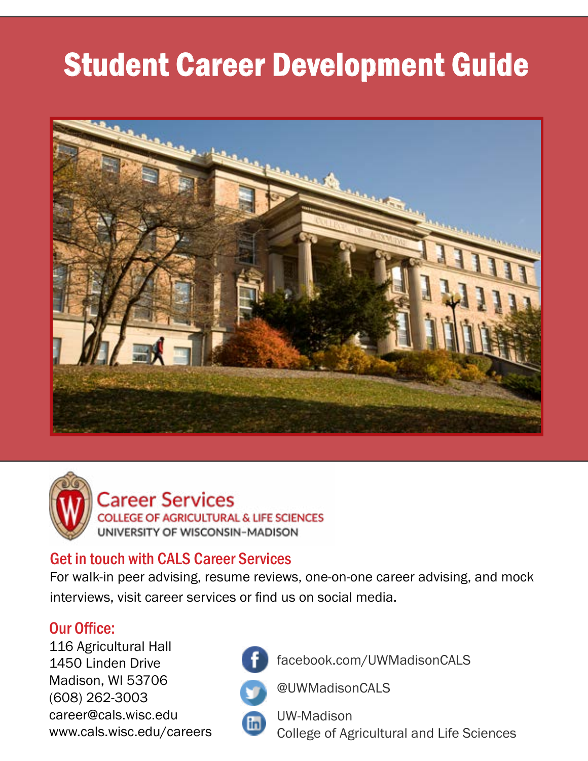# Student Career Development Guide

Career Services
COLLEGE OF AGRICULTURAL & LIFE SCIENCES
UNIVERSITY OF WISCONSIN–MADISON

## Get in touch with CALS Career Services

For walk-in peer advising, resume reviews, one-on-one career advising, and mock interviews, visit career services or find us on social media.

## Our Office:

116 Agricultural Hall
1450 Linden Drive
Madison, WI 53706
(608) 262-3003
career@cals.wisc.edu
www.cals.wisc.edu/careers

facebook.com/UWMadisonCALS

@UWMadisonCALS

UW-Madison
College of Agricultural and Life Sciences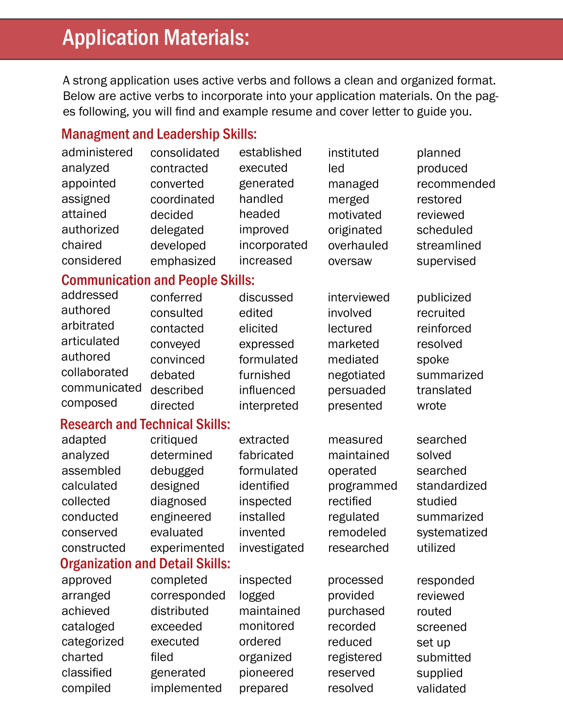# Application Materials:

A strong application uses active verbs and follows a clean and organized format. Below are active verbs to incorporate into your application materials. On the pages following, you will find and example resume and cover letter to guide you.

## Managment and Leadership Skills:

| | | | | |
|---|---|---|---|---|
| administered | consolidated | established | instituted | planned |
| analyzed | contracted | executed | led | produced |
| appointed | converted | generated | managed | recommended |
| assigned | coordinated | handled | merged | restored |
| attained | decided | headed | motivated | reviewed |
| authorized | delegated | improved | originated | scheduled |
| chaired | developed | incorporated | overhauled | streamlined |
| considered | emphasized | increased | oversaw | supervised |

## Communication and People Skills:

| | | | | |
|---|---|---|---|---|
| addressed | conferred | discussed | interviewed | publicized |
| authored | consulted | edited | involved | recruited |
| arbitrated | contacted | elicited | lectured | reinforced |
| articulated | conveyed | expressed | marketed | resolved |
| authored | convinced | formulated | mediated | spoke |
| collaborated | debated | furnished | negotiated | summarized |
| communicated | described | influenced | persuaded | translated |
| composed | directed | interpreted | presented | wrote |

## Research and Technical Skills:

| | | | | |
|---|---|---|---|---|
| adapted | critiqued | extracted | measured | searched |
| analyzed | determined | fabricated | maintained | solved |
| assembled | debugged | formulated | operated | searched |
| calculated | designed | identified | programmed | standardized |
| collected | diagnosed | inspected | rectified | studied |
| conducted | engineered | installed | regulated | summarized |
| conserved | evaluated | invented | remodeled | systematized |
| constructed | experimented | investigated | researched | utilized |

## Organization and Detail Skills:

| | | | | |
|---|---|---|---|---|
| approved | completed | inspected | processed | responded |
| arranged | corresponded | logged | provided | reviewed |
| achieved | distributed | maintained | purchased | routed |
| cataloged | exceeded | monitored | recorded | screened |
| categorized | executed | ordered | reduced | set up |
| charted | filed | organized | registered | submitted |
| classified | generated | pioneered | reserved | supplied |
| compiled | implemented | prepared | resolved | validated |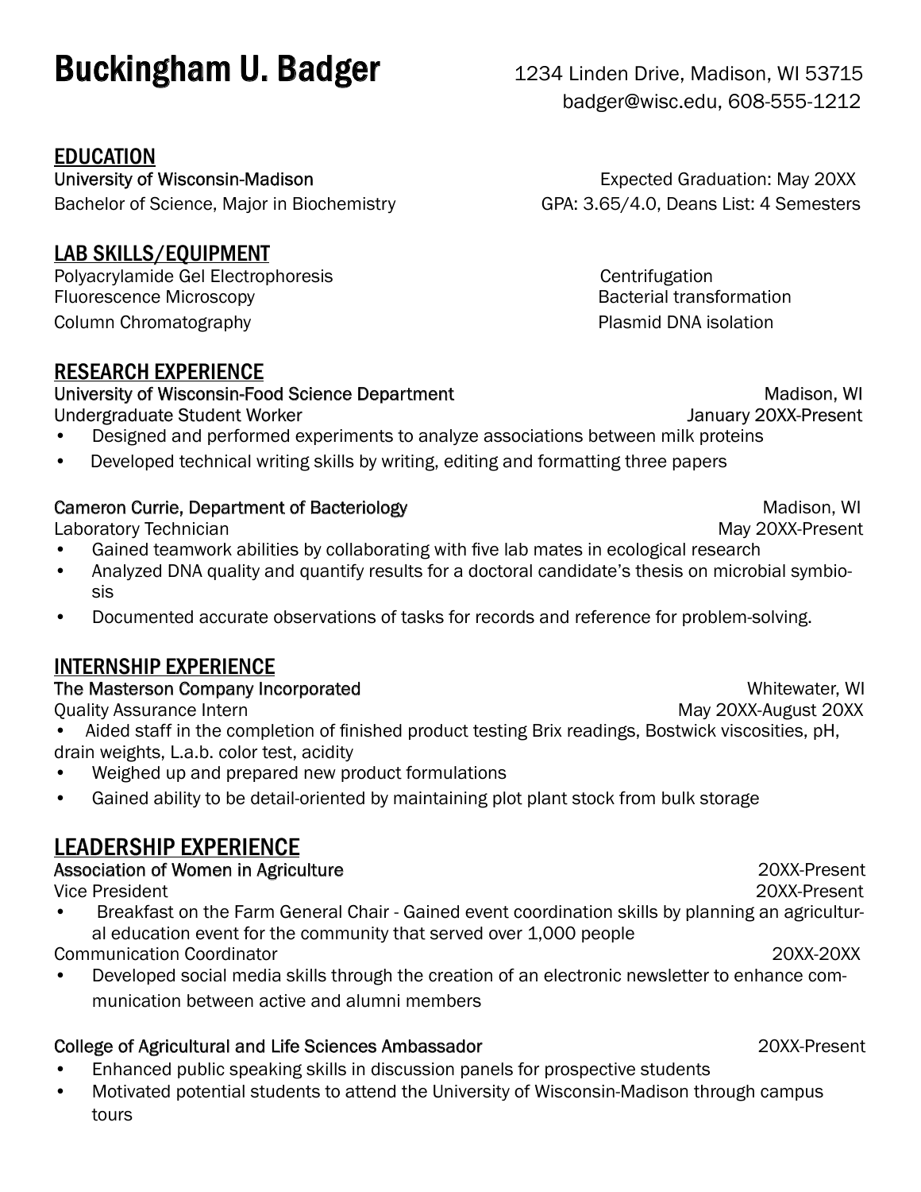# Buckingham U. Badger

1234 Linden Drive, Madison, WI 53715
badger@wisc.edu, 608-555-1212

## EDUCATION

**University of Wisconsin-Madison** — Expected Graduation: May 20XX
Bachelor of Science, Major in Biochemistry — GPA: 3.65/4.0, Deans List: 4 Semesters

## LAB SKILLS/EQUIPMENT

Polyacrylamide Gel Electrophoresis
Fluorescence Microscopy
Column Chromatography
Centrifugation
Bacterial transformation
Plasmid DNA isolation

## RESEARCH EXPERIENCE

**University of Wisconsin-Food Science Department** — Madison, WI
Undergraduate Student Worker — January 20XX-Present

- Designed and performed experiments to analyze associations between milk proteins
- Developed technical writing skills by writing, editing and formatting three papers

**Cameron Currie, Department of Bacteriology** — Madison, WI
Laboratory Technician — May 20XX-Present

- Gained teamwork abilities by collaborating with five lab mates in ecological research
- Analyzed DNA quality and quantify results for a doctoral candidate's thesis on microbial symbiosis
- Documented accurate observations of tasks for records and reference for problem-solving.

## INTERNSHIP EXPERIENCE

**The Masterson Company Incorporated** — Whitewater, WI
Quality Assurance Intern — May 20XX-August 20XX

- Aided staff in the completion of finished product testing Brix readings, Bostwick viscosities, pH, drain weights, L.a.b. color test, acidity
- Weighed up and prepared new product formulations
- Gained ability to be detail-oriented by maintaining plot plant stock from bulk storage

## LEADERSHIP EXPERIENCE

**Association of Women in Agriculture** — 20XX-Present
Vice President — 20XX-Present

- Breakfast on the Farm General Chair - Gained event coordination skills by planning an agricultural education event for the community that served over 1,000 people

Communication Coordinator — 20XX-20XX

- Developed social media skills through the creation of an electronic newsletter to enhance communication between active and alumni members

**College of Agricultural and Life Sciences Ambassador** — 20XX-Present

- Enhanced public speaking skills in discussion panels for prospective students
- Motivated potential students to attend the University of Wisconsin-Madison through campus tours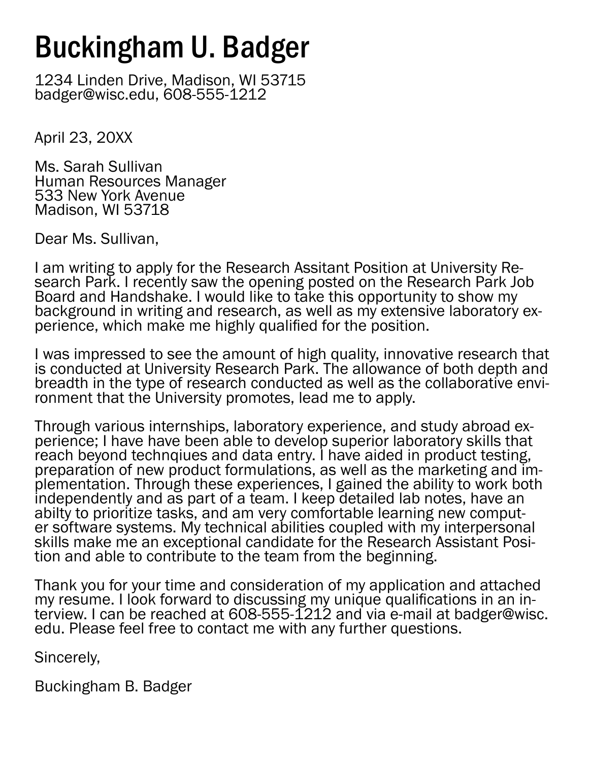# Buckingham U. Badger

1234 Linden Drive, Madison, WI 53715
badger@wisc.edu, 608-555-1212

April 23, 20XX

Ms. Sarah Sullivan
Human Resources Manager
533 New York Avenue
Madison, WI 53718

Dear Ms. Sullivan,

I am writing to apply for the Research Assitant Position at University Research Park. I recently saw the opening posted on the Research Park Job Board and Handshake. I would like to take this opportunity to show my background in writing and research, as well as my extensive laboratory experience, which make me highly qualified for the position.

I was impressed to see the amount of high quality, innovative research that is conducted at University Research Park. The allowance of both depth and breadth in the type of research conducted as well as the collaborative environment that the University promotes, lead me to apply.

Through various internships, laboratory experience, and study abroad experience; I have have been able to develop superior laboratory skills that reach beyond technqiues and data entry. I have aided in product testing, preparation of new product formulations, as well as the marketing and implementation. Through these experiences, I gained the ability to work both independently and as part of a team. I keep detailed lab notes, have an abilty to prioritize tasks, and am very comfortable learning new computer software systems. My technical abilities coupled with my interpersonal skills make me an exceptional candidate for the Research Assistant Position and able to contribute to the team from the beginning.

Thank you for your time and consideration of my application and attached my resume. I look forward to discussing my unique qualifications in an interview. I can be reached at 608-555-1212 and via e-mail at badger@wisc.edu. Please feel free to contact me with any further questions.

Sincerely,

Buckingham B. Badger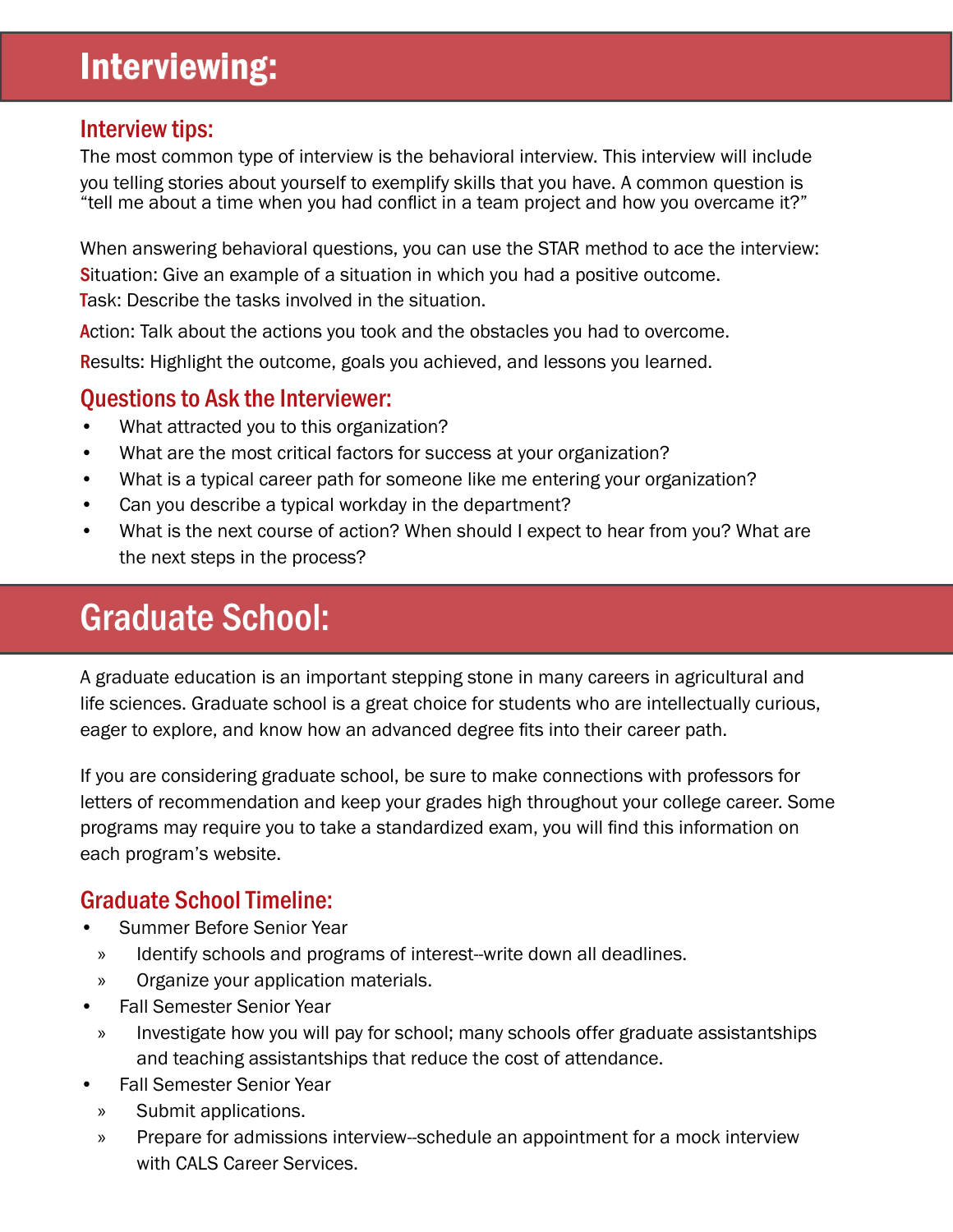# Interviewing:

## Interview tips:

The most common type of interview is the behavioral interview. This interview will include you telling stories about yourself to exemplify skills that you have. A common question is "tell me about a time when you had conflict in a team project and how you overcame it?"

When answering behavioral questions, you can use the STAR method to ace the interview:

**S**ituation: Give an example of a situation in which you had a positive outcome.

**T**ask: Describe the tasks involved in the situation.

**A**ction: Talk about the actions you took and the obstacles you had to overcome.

**R**esults: Highlight the outcome, goals you achieved, and lessons you learned.

## Questions to Ask the Interviewer:

- What attracted you to this organization?
- What are the most critical factors for success at your organization?
- What is a typical career path for someone like me entering your organization?
- Can you describe a typical workday in the department?
- What is the next course of action? When should I expect to hear from you? What are the next steps in the process?

# Graduate School:

A graduate education is an important stepping stone in many careers in agricultural and life sciences. Graduate school is a great choice for students who are intellectually curious, eager to explore, and know how an advanced degree fits into their career path.

If you are considering graduate school, be sure to make connections with professors for letters of recommendation and keep your grades high throughout your college career. Some programs may require you to take a standardized exam, you will find this information on each program's website.

## Graduate School Timeline:

- Summer Before Senior Year
  - Identify schools and programs of interest--write down all deadlines.
  - Organize your application materials.
- Fall Semester Senior Year
  - Investigate how you will pay for school; many schools offer graduate assistantships and teaching assistantships that reduce the cost of attendance.
- Fall Semester Senior Year
  - Submit applications.
  - Prepare for admissions interview--schedule an appointment for a mock interview with CALS Career Services.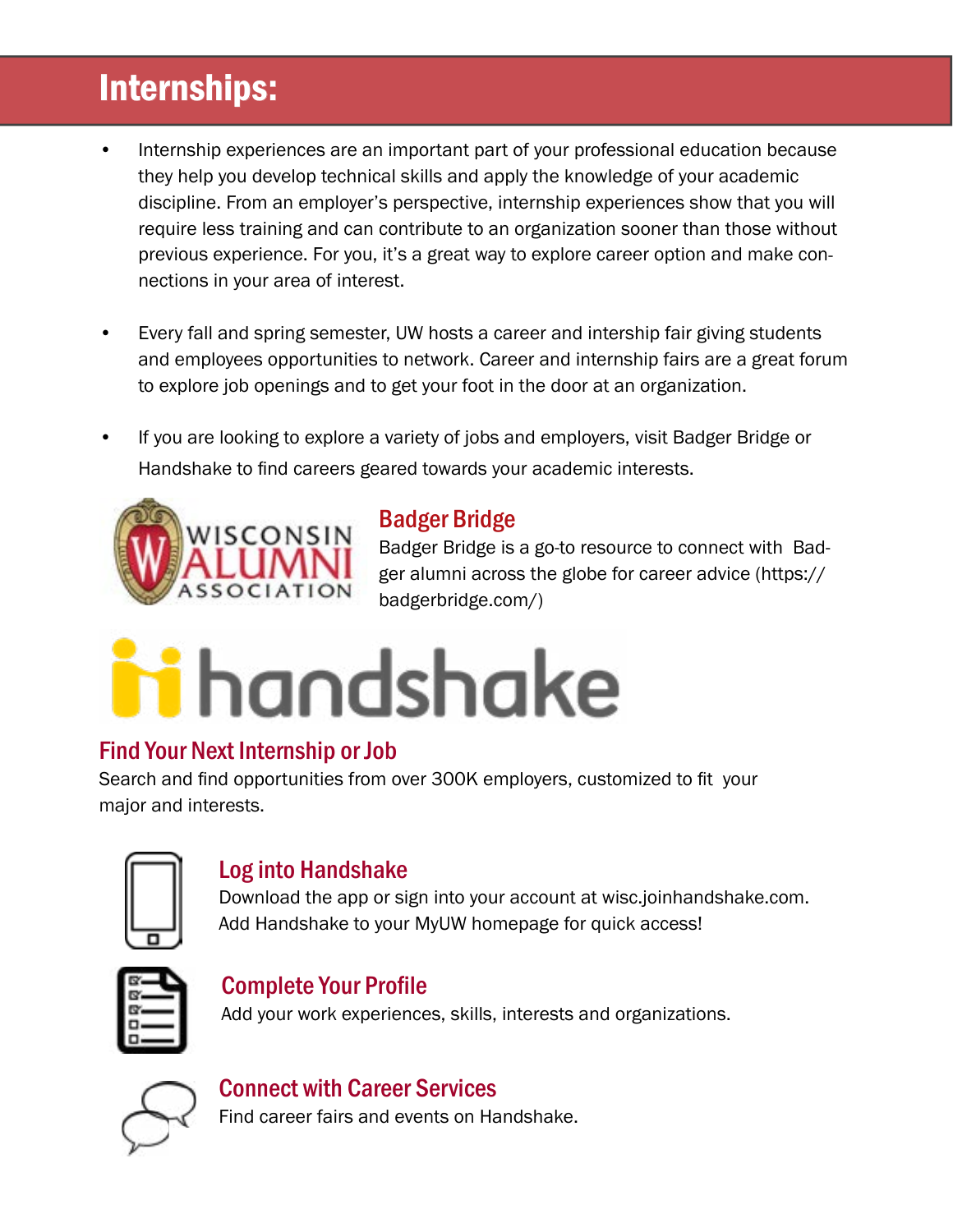# Internships:

- Internship experiences are an important part of your professional education because they help you develop technical skills and apply the knowledge of your academic discipline. From an employer's perspective, internship experiences show that you will require less training and can contribute to an organization sooner than those without previous experience. For you, it's a great way to explore career option and make connections in your area of interest.

- Every fall and spring semester, UW hosts a career and intership fair giving students and employees opportunities to network. Career and internship fairs are a great forum to explore job openings and to get your foot in the door at an organization.

- If you are looking to explore a variety of jobs and employers, visit Badger Bridge or Handshake to find careers geared towards your academic interests.

WISCONSIN ALUMNI ASSOCIATION

## Badger Bridge

Badger Bridge is a go-to resource to connect with Badger alumni across the globe for career advice (https://badgerbridge.com/)

handshake

## Find Your Next Internship or Job

Search and find opportunities from over 300K employers, customized to fit your major and interests.

### Log into Handshake

Download the app or sign into your account at wisc.joinhandshake.com. Add Handshake to your MyUW homepage for quick access!

### Complete Your Profile

Add your work experiences, skills, interests and organizations.

### Connect with Career Services

Find career fairs and events on Handshake.